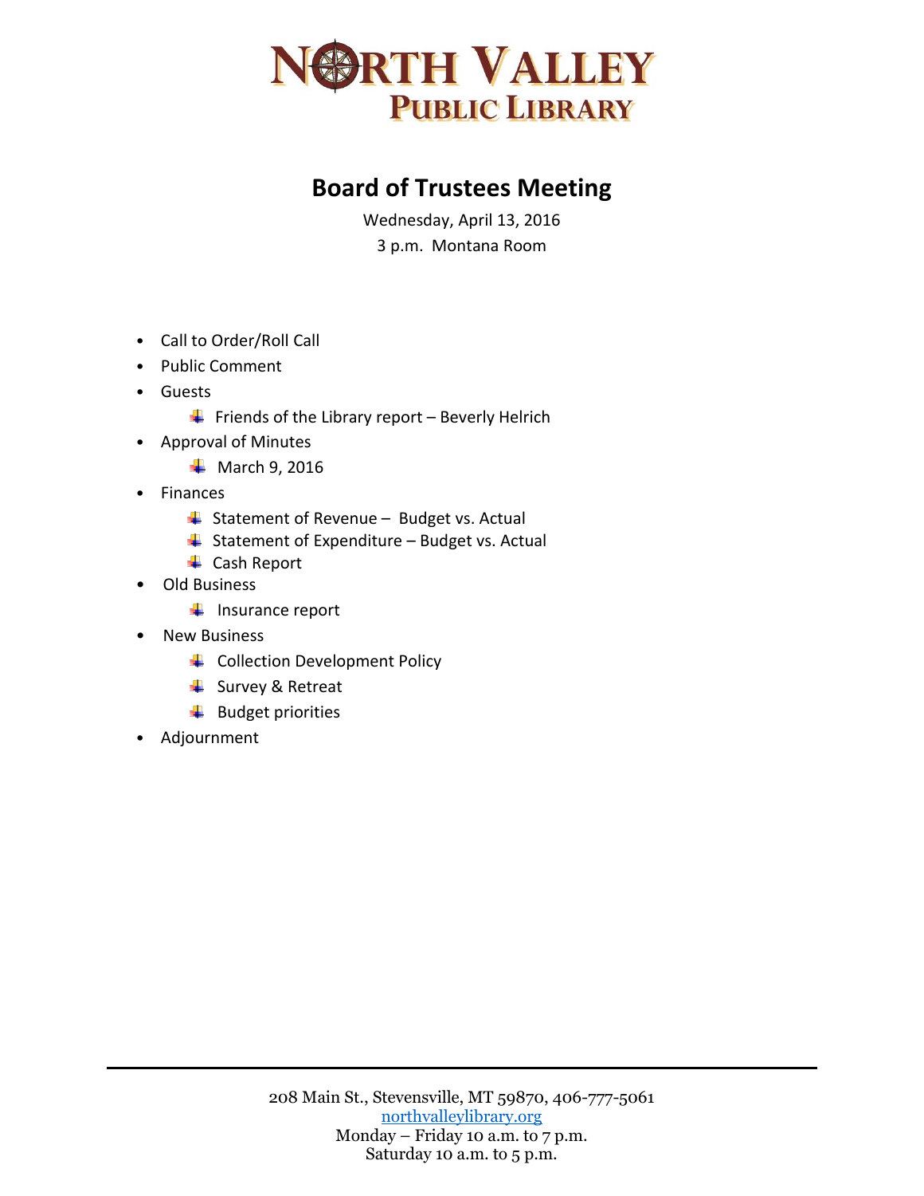# North Valley Public Library

## Board of Trustees Meeting

Wednesday, April 13, 2016

3 p.m. Montana Room

- Call to Order/Roll Call
- Public Comment
- Guests
  - Friends of the Library report – Beverly Helrich
- Approval of Minutes
  - March 9, 2016
- Finances
  - Statement of Revenue – Budget vs. Actual
  - Statement of Expenditure – Budget vs. Actual
  - Cash Report
- Old Business
  - Insurance report
- New Business
  - Collection Development Policy
  - Survey & Retreat
  - Budget priorities
- Adjournment

208 Main St., Stevensville, MT 59870, 406-777-5061
northvalleylibrary.org
Monday – Friday 10 a.m. to 7 p.m.
Saturday 10 a.m. to 5 p.m.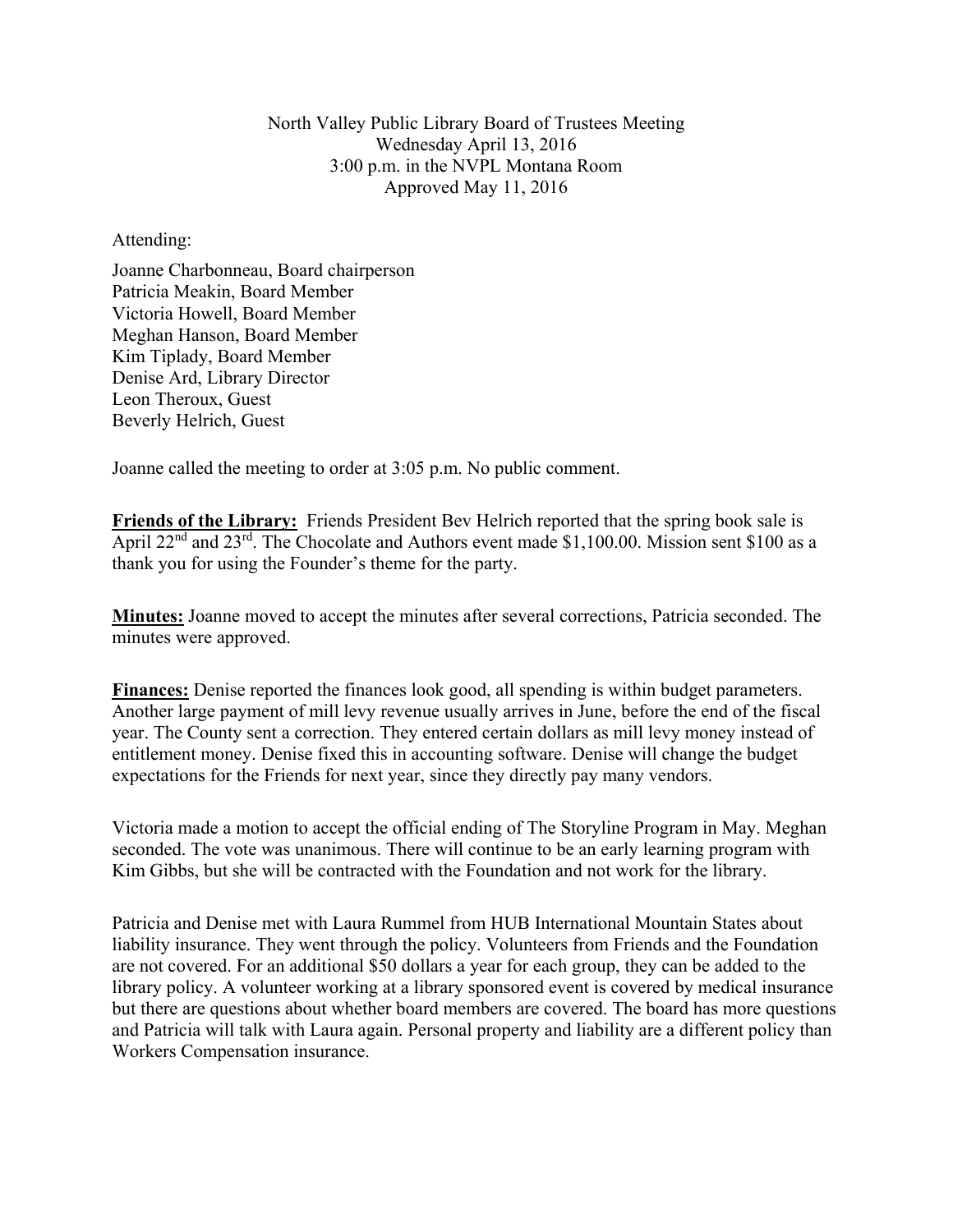North Valley Public Library Board of Trustees Meeting
Wednesday April 13, 2016
3:00 p.m. in the NVPL Montana Room
Approved May 11, 2016

Attending:

Joanne Charbonneau, Board chairperson
Patricia Meakin, Board Member
Victoria Howell, Board Member
Meghan Hanson, Board Member
Kim Tiplady, Board Member
Denise Ard, Library Director
Leon Theroux, Guest
Beverly Helrich, Guest

Joanne called the meeting to order at 3:05 p.m. No public comment.

**Friends of the Library:** Friends President Bev Helrich reported that the spring book sale is April 22nd and 23rd. The Chocolate and Authors event made $1,100.00. Mission sent $100 as a thank you for using the Founder's theme for the party.

**Minutes:** Joanne moved to accept the minutes after several corrections, Patricia seconded. The minutes were approved.

**Finances:** Denise reported the finances look good, all spending is within budget parameters. Another large payment of mill levy revenue usually arrives in June, before the end of the fiscal year. The County sent a correction. They entered certain dollars as mill levy money instead of entitlement money. Denise fixed this in accounting software. Denise will change the budget expectations for the Friends for next year, since they directly pay many vendors.

Victoria made a motion to accept the official ending of The Storyline Program in May. Meghan seconded. The vote was unanimous. There will continue to be an early learning program with Kim Gibbs, but she will be contracted with the Foundation and not work for the library.

Patricia and Denise met with Laura Rummel from HUB International Mountain States about liability insurance. They went through the policy. Volunteers from Friends and the Foundation are not covered. For an additional $50 dollars a year for each group, they can be added to the library policy. A volunteer working at a library sponsored event is covered by medical insurance but there are questions about whether board members are covered. The board has more questions and Patricia will talk with Laura again. Personal property and liability are a different policy than Workers Compensation insurance.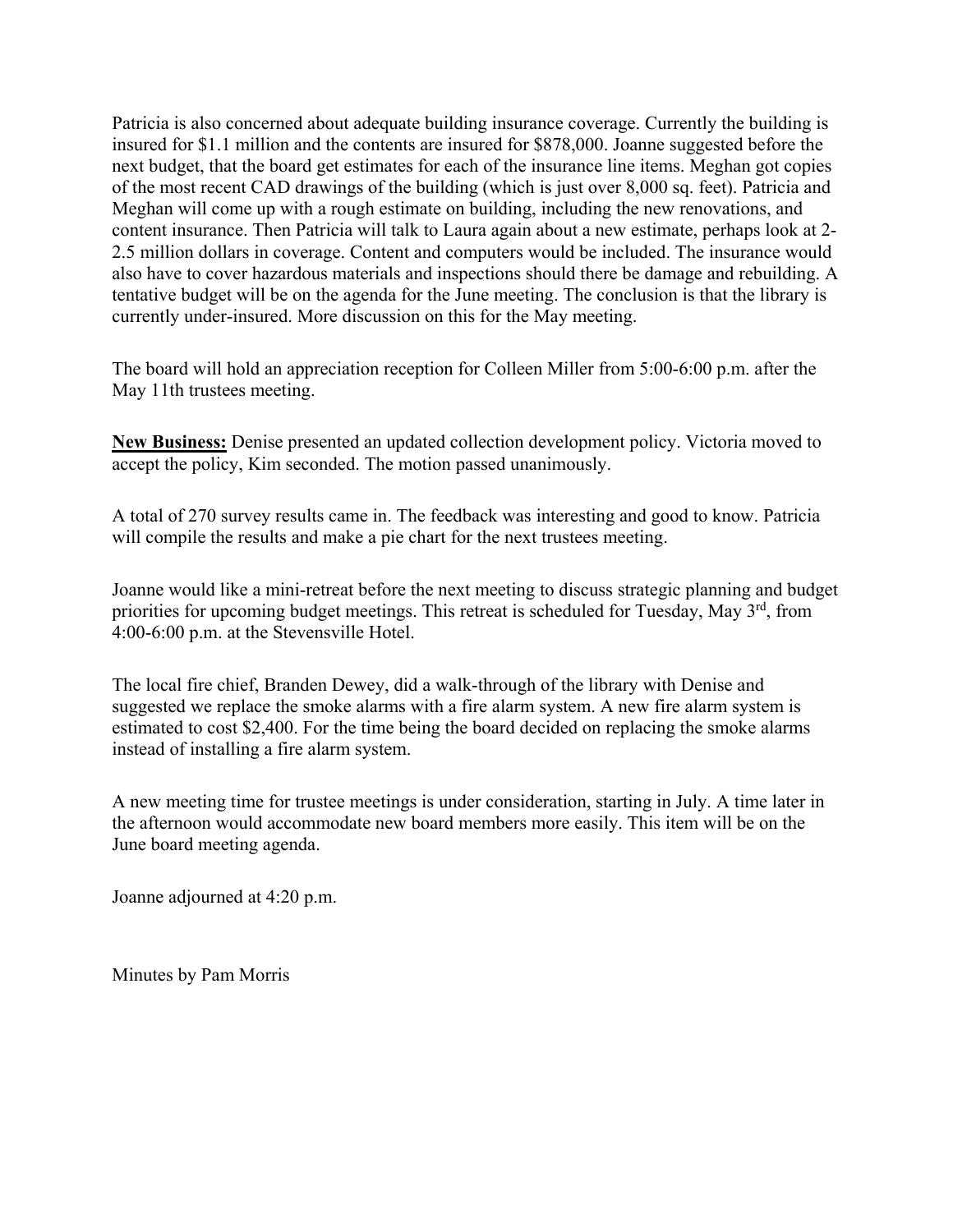Patricia is also concerned about adequate building insurance coverage. Currently the building is insured for $1.1 million and the contents are insured for $878,000. Joanne suggested before the next budget, that the board get estimates for each of the insurance line items. Meghan got copies of the most recent CAD drawings of the building (which is just over 8,000 sq. feet). Patricia and Meghan will come up with a rough estimate on building, including the new renovations, and content insurance. Then Patricia will talk to Laura again about a new estimate, perhaps look at 2-2.5 million dollars in coverage. Content and computers would be included. The insurance would also have to cover hazardous materials and inspections should there be damage and rebuilding. A tentative budget will be on the agenda for the June meeting. The conclusion is that the library is currently under-insured. More discussion on this for the May meeting.

The board will hold an appreciation reception for Colleen Miller from 5:00-6:00 p.m. after the May 11th trustees meeting.

<u>**New Business:**</u> Denise presented an updated collection development policy. Victoria moved to accept the policy, Kim seconded. The motion passed unanimously.

A total of 270 survey results came in. The feedback was interesting and good to know. Patricia will compile the results and make a pie chart for the next trustees meeting.

Joanne would like a mini-retreat before the next meeting to discuss strategic planning and budget priorities for upcoming budget meetings. This retreat is scheduled for Tuesday, May 3rd, from 4:00-6:00 p.m. at the Stevensville Hotel.

The local fire chief, Branden Dewey, did a walk-through of the library with Denise and suggested we replace the smoke alarms with a fire alarm system. A new fire alarm system is estimated to cost $2,400. For the time being the board decided on replacing the smoke alarms instead of installing a fire alarm system.

A new meeting time for trustee meetings is under consideration, starting in July. A time later in the afternoon would accommodate new board members more easily. This item will be on the June board meeting agenda.

Joanne adjourned at 4:20 p.m.

Minutes by Pam Morris